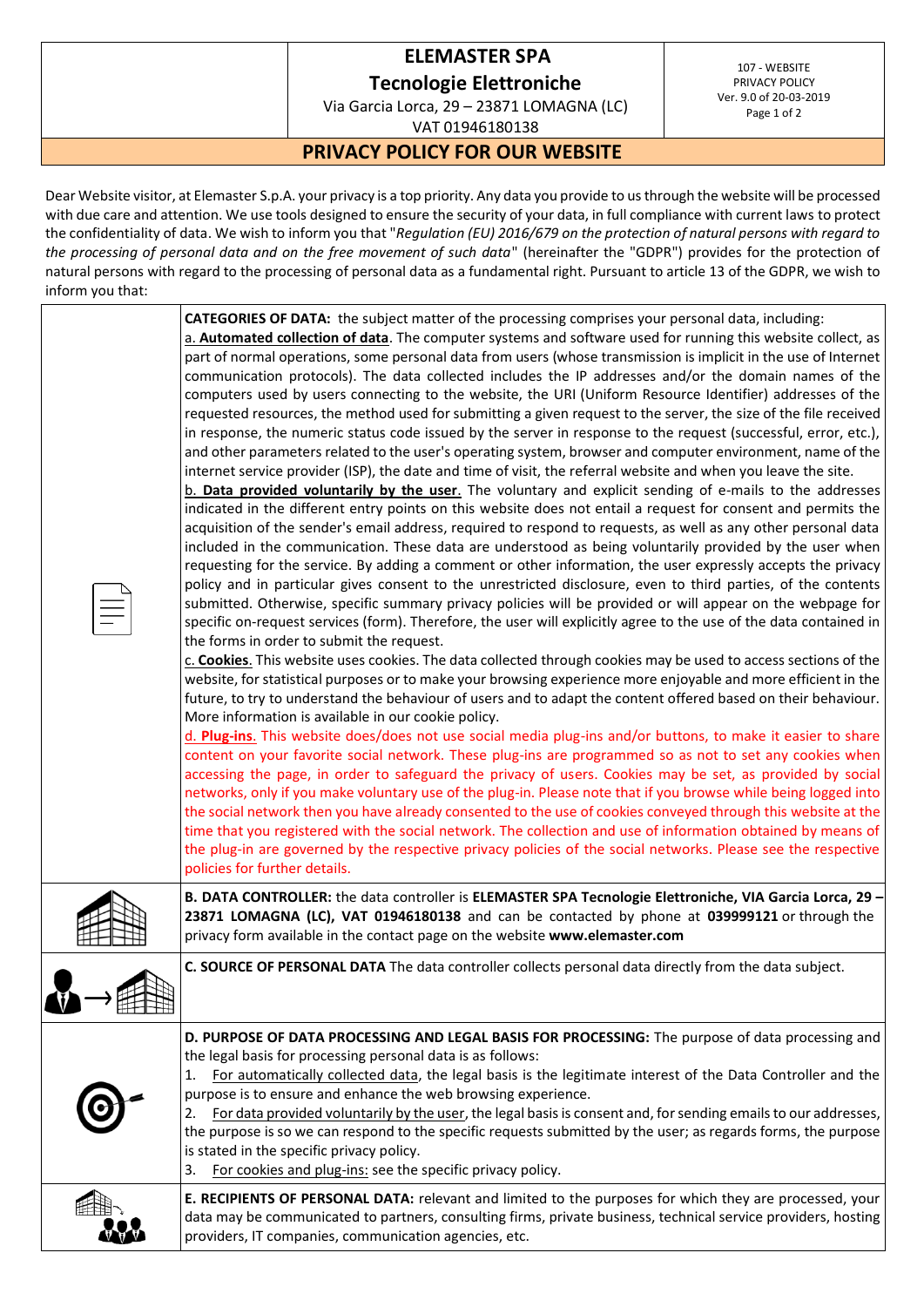# ELEMASTER SPA
## Tecnologie Elettroniche

Via Garcia Lorca, 29 – 23871 LOMAGNA (LC)
VAT 01946180138

107 - WEBSITE PRIVACY POLICY
Ver. 9.0 of 20-03-2019

## PRIVACY POLICY FOR OUR WEBSITE

Dear Website visitor, at Elemaster S.p.A. your privacy is a top priority. Any data you provide to us through the website will be processed with due care and attention. We use tools designed to ensure the security of your data, in full compliance with current laws to protect the confidentiality of data. We wish to inform you that "*Regulation (EU) 2016/679 on the protection of natural persons with regard to the processing of personal data and on the free movement of such data*" (hereinafter the "GDPR") provides for the protection of natural persons with regard to the processing of personal data as a fundamental right. Pursuant to article 13 of the GDPR, we wish to inform you that:

**CATEGORIES OF DATA:** the subject matter of the processing comprises your personal data, including:

a. **Automated collection of data**. The computer systems and software used for running this website collect, as part of normal operations, some personal data from users (whose transmission is implicit in the use of Internet communication protocols). The data collected includes the IP addresses and/or the domain names of the computers used by users connecting to the website, the URI (Uniform Resource Identifier) addresses of the requested resources, the method used for submitting a given request to the server, the size of the file received in response, the numeric status code issued by the server in response to the request (successful, error, etc.), and other parameters related to the user's operating system, browser and computer environment, name of the internet service provider (ISP), the date and time of visit, the referral website and when you leave the site.

b. **Data provided voluntarily by the user**. The voluntary and explicit sending of e-mails to the addresses indicated in the different entry points on this website does not entail a request for consent and permits the acquisition of the sender's email address, required to respond to requests, as well as any other personal data included in the communication. These data are understood as being voluntarily provided by the user when requesting for the service. By adding a comment or other information, the user expressly accepts the privacy policy and in particular gives consent to the unrestricted disclosure, even to third parties, of the contents submitted. Otherwise, specific summary privacy policies will be provided or will appear on the webpage for specific on-request services (form). Therefore, the user will explicitly agree to the use of the data contained in the forms in order to submit the request.

c. **Cookies**. This website uses cookies. The data collected through cookies may be used to access sections of the website, for statistical purposes or to make your browsing experience more enjoyable and more efficient in the future, to try to understand the behaviour of users and to adapt the content offered based on their behaviour. More information is available in our cookie policy.

d. **Plug-ins**. This website does/does not use social media plug-ins and/or buttons, to make it easier to share content on your favorite social network. These plug-ins are programmed so as not to set any cookies when accessing the page, in order to safeguard the privacy of users. Cookies may be set, as provided by social networks, only if you make voluntary use of the plug-in. Please note that if you browse while being logged into the social network then you have already consented to the use of cookies conveyed through this website at the time that you registered with the social network. The collection and use of information obtained by means of the plug-in are governed by the respective privacy policies of the social networks. Please see the respective policies for further details.

**B. DATA CONTROLLER:** the data controller is **ELEMASTER SPA Tecnologie Elettroniche, VIA Garcia Lorca, 29 – 23871 LOMAGNA (LC), VAT 01946180138** and can be contacted by phone at **039999121** or through the privacy form available in the contact page on the website **www.elemaster.com**

**C. SOURCE OF PERSONAL DATA** The data controller collects personal data directly from the data subject.

**D. PURPOSE OF DATA PROCESSING AND LEGAL BASIS FOR PROCESSING:** The purpose of data processing and the legal basis for processing personal data is as follows:

1. For automatically collected data, the legal basis is the legitimate interest of the Data Controller and the purpose is to ensure and enhance the web browsing experience.
2. For data provided voluntarily by the user, the legal basis is consent and, for sending emails to our addresses, the purpose is so we can respond to the specific requests submitted by the user; as regards forms, the purpose is stated in the specific privacy policy.
3. For cookies and plug-ins: see the specific privacy policy.

**E. RECIPIENTS OF PERSONAL DATA:** relevant and limited to the purposes for which they are processed, your data may be communicated to partners, consulting firms, private business, technical service providers, hosting providers, IT companies, communication agencies, etc.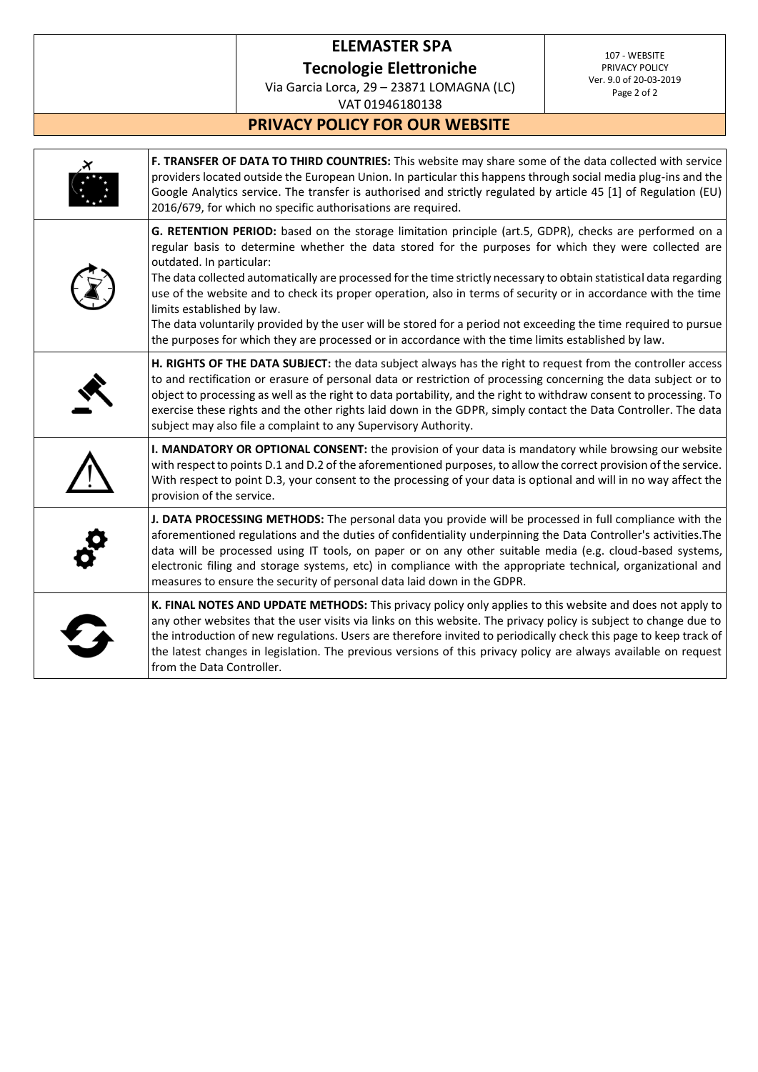**F. TRANSFER OF DATA TO THIRD COUNTRIES:** This website may share some of the data collected with service providers located outside the European Union. In particular this happens through social media plug-ins and the Google Analytics service. The transfer is authorised and strictly regulated by article 45 [1] of Regulation (EU) 2016/679, for which no specific authorisations are required.

**G. RETENTION PERIOD:** based on the storage limitation principle (art.5, GDPR), checks are performed on a regular basis to determine whether the data stored for the purposes for which they were collected are outdated. In particular:

The data collected automatically are processed for the time strictly necessary to obtain statistical data regarding use of the website and to check its proper operation, also in terms of security or in accordance with the time limits established by law.

The data voluntarily provided by the user will be stored for a period not exceeding the time required to pursue the purposes for which they are processed or in accordance with the time limits established by law.

**H. RIGHTS OF THE DATA SUBJECT:** the data subject always has the right to request from the controller access to and rectification or erasure of personal data or restriction of processing concerning the data subject or to object to processing as well as the right to data portability, and the right to withdraw consent to processing. To exercise these rights and the other rights laid down in the GDPR, simply contact the Data Controller. The data subject may also file a complaint to any Supervisory Authority.

**I. MANDATORY OR OPTIONAL CONSENT:** the provision of your data is mandatory while browsing our website with respect to points D.1 and D.2 of the aforementioned purposes, to allow the correct provision of the service. With respect to point D.3, your consent to the processing of your data is optional and will in no way affect the provision of the service.

**J. DATA PROCESSING METHODS:** The personal data you provide will be processed in full compliance with the aforementioned regulations and the duties of confidentiality underpinning the Data Controller's activities.The data will be processed using IT tools, on paper or on any other suitable media (e.g. cloud-based systems, electronic filing and storage systems, etc) in compliance with the appropriate technical, organizational and measures to ensure the security of personal data laid down in the GDPR.

**K. FINAL NOTES AND UPDATE METHODS:** This privacy policy only applies to this website and does not apply to any other websites that the user visits via links on this website. The privacy policy is subject to change due to the introduction of new regulations. Users are therefore invited to periodically check this page to keep track of the latest changes in legislation. The previous versions of this privacy policy are always available on request from the Data Controller.